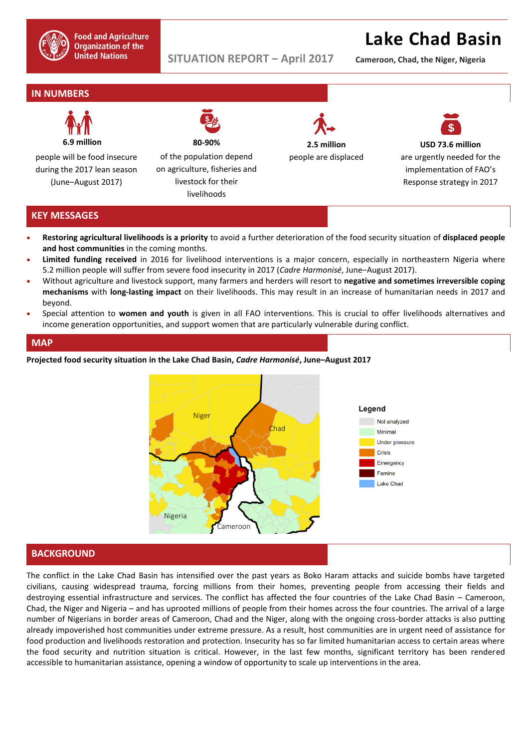Food and Agriculture Organization of the United Nations

SITUATION REPORT – April 2017

# Lake Chad Basin

**Cameroon, Chad, the Niger, Nigeria**

## IN NUMBERS

**6.9 million**

people will be food insecure during the 2017 lean season (June–August 2017)

**80-90%**

of the population depend on agriculture, fisheries and livestock for their livelihoods

**2.5 million**

people are displaced

**USD 73.6 million**

are urgently needed for the implementation of FAO's Response strategy in 2017

## KEY MESSAGES

- **Restoring agricultural livelihoods is a priority** to avoid a further deterioration of the food security situation of **displaced people and host communities** in the coming months.
- **Limited funding received** in 2016 for livelihood interventions is a major concern, especially in northeastern Nigeria where 5.2 million people will suffer from severe food insecurity in 2017 (*Cadre Harmonisé*, June–August 2017).
- Without agriculture and livestock support, many farmers and herders will resort to **negative and sometimes irreversible coping mechanisms** with **long-lasting impact** on their livelihoods. This may result in an increase of humanitarian needs in 2017 and beyond.
- Special attention to **women and youth** is given in all FAO interventions. This is crucial to offer livelihoods alternatives and income generation opportunities, and support women that are particularly vulnerable during conflict.

## MAP

**Projected food security situation in the Lake Chad Basin, *Cadre Harmonisé*, June–August 2017**

Legend: Not analyzed; Minimal; Under pressure; Crisis; Emergency; Famine; Lake Chad

## BACKGROUND

The conflict in the Lake Chad Basin has intensified over the past years as Boko Haram attacks and suicide bombs have targeted civilians, causing widespread trauma, forcing millions from their homes, preventing people from accessing their fields and destroying essential infrastructure and services. The conflict has affected the four countries of the Lake Chad Basin – Cameroon, Chad, the Niger and Nigeria – and has uprooted millions of people from their homes across the four countries. The arrival of a large number of Nigerians in border areas of Cameroon, Chad and the Niger, along with the ongoing cross-border attacks is also putting already impoverished host communities under extreme pressure. As a result, host communities are in urgent need of assistance for food production and livelihoods restoration and protection. Insecurity has so far limited humanitarian access to certain areas where the food security and nutrition situation is critical. However, in the last few months, significant territory has been rendered accessible to humanitarian assistance, opening a window of opportunity to scale up interventions in the area.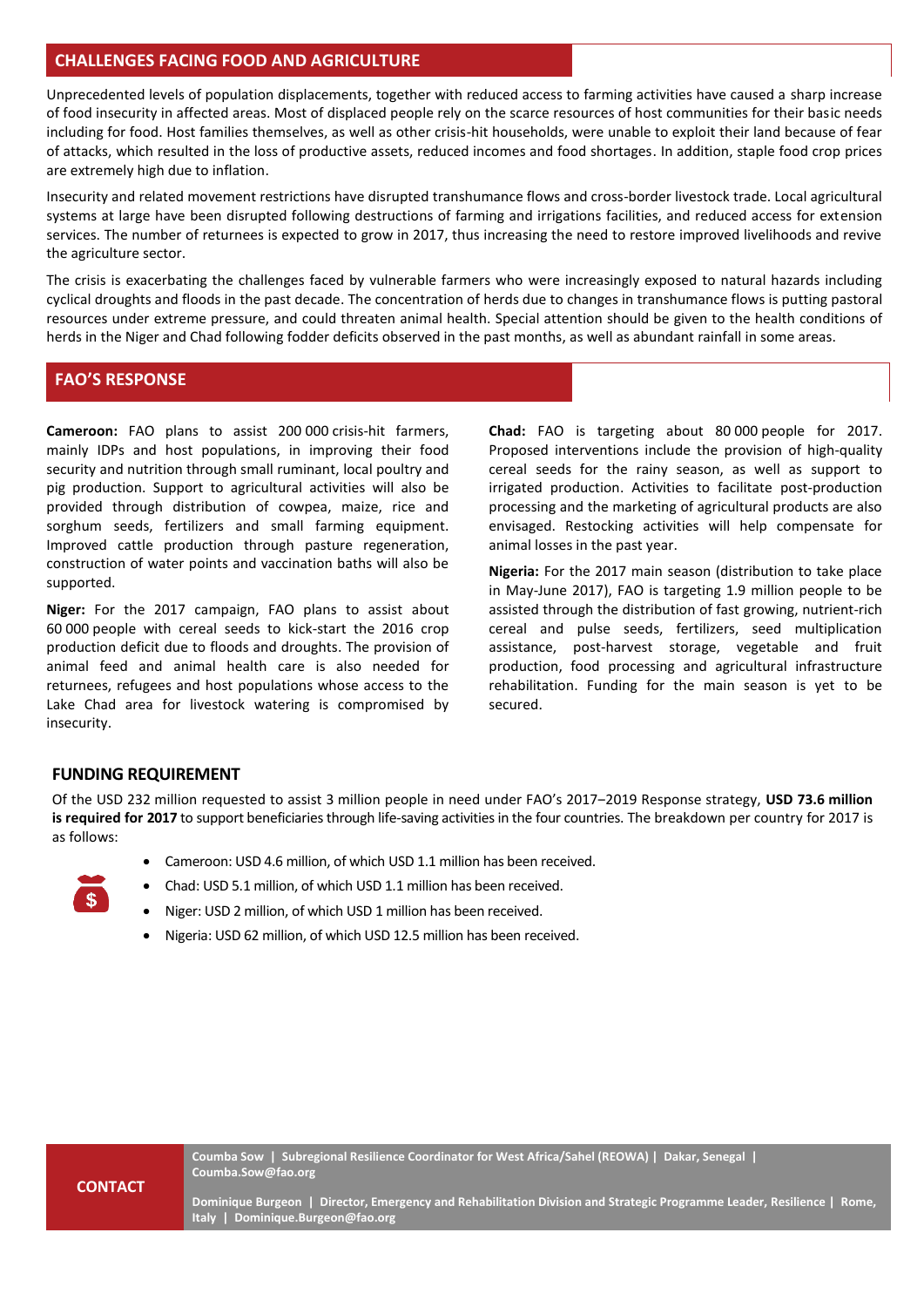## CHALLENGES FACING FOOD AND AGRICULTURE

Unprecedented levels of population displacements, together with reduced access to farming activities have caused a sharp increase of food insecurity in affected areas. Most of displaced people rely on the scarce resources of host communities for their basic needs including for food. Host families themselves, as well as other crisis-hit households, were unable to exploit their land because of fear of attacks, which resulted in the loss of productive assets, reduced incomes and food shortages. In addition, staple food crop prices are extremely high due to inflation.

Insecurity and related movement restrictions have disrupted transhumance flows and cross-border livestock trade. Local agricultural systems at large have been disrupted following destructions of farming and irrigations facilities, and reduced access for extension services. The number of returnees is expected to grow in 2017, thus increasing the need to restore improved livelihoods and revive the agriculture sector.

The crisis is exacerbating the challenges faced by vulnerable farmers who were increasingly exposed to natural hazards including cyclical droughts and floods in the past decade. The concentration of herds due to changes in transhumance flows is putting pastoral resources under extreme pressure, and could threaten animal health. Special attention should be given to the health conditions of herds in the Niger and Chad following fodder deficits observed in the past months, as well as abundant rainfall in some areas.

## FAO'S RESPONSE

**Cameroon:** FAO plans to assist 200 000 crisis-hit farmers, mainly IDPs and host populations, in improving their food security and nutrition through small ruminant, local poultry and pig production. Support to agricultural activities will also be provided through distribution of cowpea, maize, rice and sorghum seeds, fertilizers and small farming equipment. Improved cattle production through pasture regeneration, construction of water points and vaccination baths will also be supported.

**Niger:** For the 2017 campaign, FAO plans to assist about 60 000 people with cereal seeds to kick-start the 2016 crop production deficit due to floods and droughts. The provision of animal feed and animal health care is also needed for returnees, refugees and host populations whose access to the Lake Chad area for livestock watering is compromised by insecurity.

**Chad:** FAO is targeting about 80 000 people for 2017. Proposed interventions include the provision of high-quality cereal seeds for the rainy season, as well as support to irrigated production. Activities to facilitate post-production processing and the marketing of agricultural products are also envisaged. Restocking activities will help compensate for animal losses in the past year.

**Nigeria:** For the 2017 main season (distribution to take place in May-June 2017), FAO is targeting 1.9 million people to be assisted through the distribution of fast growing, nutrient-rich cereal and pulse seeds, fertilizers, seed multiplication assistance, post-harvest storage, vegetable and fruit production, food processing and agricultural infrastructure rehabilitation. Funding for the main season is yet to be secured.

## FUNDING REQUIREMENT

Of the USD 232 million requested to assist 3 million people in need under FAO's 2017–2019 Response strategy, **USD 73.6 million is required for 2017** to support beneficiaries through life-saving activities in the four countries. The breakdown per country for 2017 is as follows:

- Cameroon: USD 4.6 million, of which USD 1.1 million has been received.
- Chad: USD 5.1 million, of which USD 1.1 million has been received.
- Niger: USD 2 million, of which USD 1 million has been received.
- Nigeria: USD 62 million, of which USD 12.5 million has been received.

**CONTACT**

**Coumba Sow | Subregional Resilience Coordinator for West Africa/Sahel (REOWA) | Dakar, Senegal | Coumba.Sow@fao.org**

**Dominique Burgeon | Director, Emergency and Rehabilitation Division and Strategic Programme Leader, Resilience | Rome, Italy | Dominique.Burgeon@fao.org**